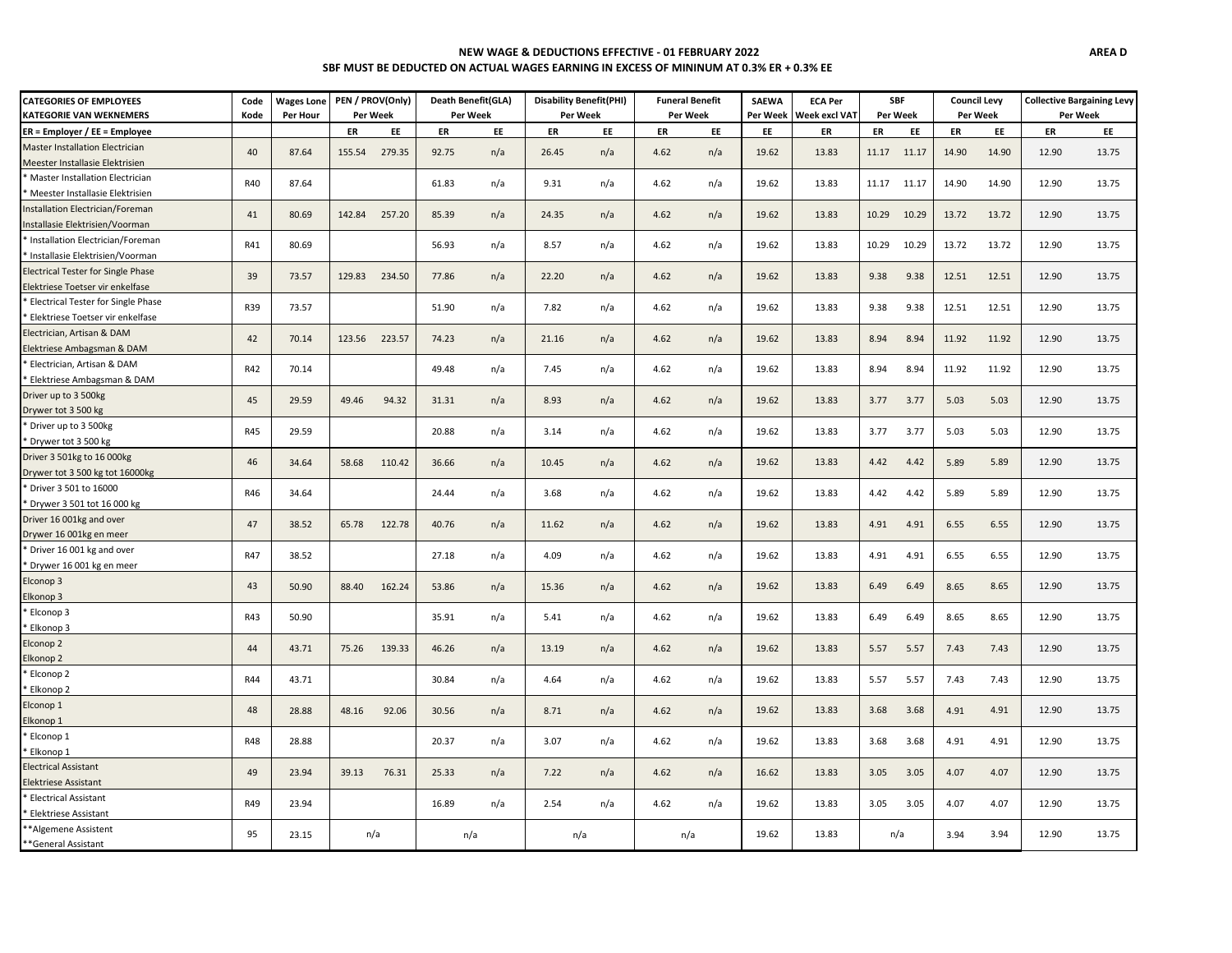**AREA D**

## NEW WAGE & DEDUCTIONS EFFECTIVE - 01 FEBRUARY 2022

### SBF MUST BE DEDUCTED ON ACTUAL WAGES EARNING IN EXCESS OF MININUM AT 0.3% ER + 0.3% EE

| CATEGORIES OF EMPLOYEES KATEGORIE VAN WEKNEMERS | Code Kode | Wages Lone Per Hour | PEN / PROV(Only) Per Week | | Death Benefit(GLA) Per Week | | Disability Benefit(PHI) Per Week | | Funeral Benefit Per Week | | SAEWA Per Week | ECA Per Week excl VAT | SBF Per Week | | Council Levy Per Week | | Collective Bargaining Levy Per Week | |
|---|---|---|---|---|---|---|---|---|---|---|---|---|---|---|---|---|---|---|
| ER = Employer / EE = Employee | | | ER | EE | ER | EE | ER | EE | ER | EE | EE | ER | ER | EE | ER | EE | ER | EE |
| Master Installation Electrician Meester Installasie Elektrisien | 40 | 87.64 | 155.54 | 279.35 | 92.75 | n/a | 26.45 | n/a | 4.62 | n/a | 19.62 | 13.83 | 11.17 | 11.17 | 14.90 | 14.90 | 12.90 | 13.75 |
| * Master Installation Electrician * Meester Installasie Elektrisien | R40 | 87.64 | | | 61.83 | n/a | 9.31 | n/a | 4.62 | n/a | 19.62 | 13.83 | 11.17 | 11.17 | 14.90 | 14.90 | 12.90 | 13.75 |
| Installation Electrician/Foreman Installasie Elektrisien/Voorman | 41 | 80.69 | 142.84 | 257.20 | 85.39 | n/a | 24.35 | n/a | 4.62 | n/a | 19.62 | 13.83 | 10.29 | 10.29 | 13.72 | 13.72 | 12.90 | 13.75 |
| * Installation Electrician/Foreman * Installasie Elektrisien/Voorman | R41 | 80.69 | | | 56.93 | n/a | 8.57 | n/a | 4.62 | n/a | 19.62 | 13.83 | 10.29 | 10.29 | 13.72 | 13.72 | 12.90 | 13.75 |
| Electrical Tester for Single Phase Elektriese Toetser vir enkelfase | 39 | 73.57 | 129.83 | 234.50 | 77.86 | n/a | 22.20 | n/a | 4.62 | n/a | 19.62 | 13.83 | 9.38 | 9.38 | 12.51 | 12.51 | 12.90 | 13.75 |
| * Electrical Tester for Single Phase * Elektriese Toetser vir enkelfase | R39 | 73.57 | | | 51.90 | n/a | 7.82 | n/a | 4.62 | n/a | 19.62 | 13.83 | 9.38 | 9.38 | 12.51 | 12.51 | 12.90 | 13.75 |
| Electrician, Artisan & DAM Elektriese Ambagsman & DAM | 42 | 70.14 | 123.56 | 223.57 | 74.23 | n/a | 21.16 | n/a | 4.62 | n/a | 19.62 | 13.83 | 8.94 | 8.94 | 11.92 | 11.92 | 12.90 | 13.75 |
| * Electrician, Artisan & DAM * Elektriese Ambagsman & DAM | R42 | 70.14 | | | 49.48 | n/a | 7.45 | n/a | 4.62 | n/a | 19.62 | 13.83 | 8.94 | 8.94 | 11.92 | 11.92 | 12.90 | 13.75 |
| Driver up to 3 500kg Drywer tot 3 500 kg | 45 | 29.59 | 49.46 | 94.32 | 31.31 | n/a | 8.93 | n/a | 4.62 | n/a | 19.62 | 13.83 | 3.77 | 3.77 | 5.03 | 5.03 | 12.90 | 13.75 |
| * Driver up to 3 500kg * Drywer tot 3 500 kg | R45 | 29.59 | | | 20.88 | n/a | 3.14 | n/a | 4.62 | n/a | 19.62 | 13.83 | 3.77 | 3.77 | 5.03 | 5.03 | 12.90 | 13.75 |
| Driver 3 501kg to 16 000kg Drywer tot 3 500 kg tot 16000kg | 46 | 34.64 | 58.68 | 110.42 | 36.66 | n/a | 10.45 | n/a | 4.62 | n/a | 19.62 | 13.83 | 4.42 | 4.42 | 5.89 | 5.89 | 12.90 | 13.75 |
| * Driver 3 501 to 16000 * Drywer 3 501 tot 16 000 kg | R46 | 34.64 | | | 24.44 | n/a | 3.68 | n/a | 4.62 | n/a | 19.62 | 13.83 | 4.42 | 4.42 | 5.89 | 5.89 | 12.90 | 13.75 |
| Driver 16 001kg and over Drywer 16 001kg en meer | 47 | 38.52 | 65.78 | 122.78 | 40.76 | n/a | 11.62 | n/a | 4.62 | n/a | 19.62 | 13.83 | 4.91 | 4.91 | 6.55 | 6.55 | 12.90 | 13.75 |
| * Driver 16 001 kg and over * Drywer 16 001 kg en meer | R47 | 38.52 | | | 27.18 | n/a | 4.09 | n/a | 4.62 | n/a | 19.62 | 13.83 | 4.91 | 4.91 | 6.55 | 6.55 | 12.90 | 13.75 |
| Elconop 3 Elkonop 3 | 43 | 50.90 | 88.40 | 162.24 | 53.86 | n/a | 15.36 | n/a | 4.62 | n/a | 19.62 | 13.83 | 6.49 | 6.49 | 8.65 | 8.65 | 12.90 | 13.75 |
| * Elconop 3 * Elkonop 3 | R43 | 50.90 | | | 35.91 | n/a | 5.41 | n/a | 4.62 | n/a | 19.62 | 13.83 | 6.49 | 6.49 | 8.65 | 8.65 | 12.90 | 13.75 |
| Elconop 2 Elkonop 2 | 44 | 43.71 | 75.26 | 139.33 | 46.26 | n/a | 13.19 | n/a | 4.62 | n/a | 19.62 | 13.83 | 5.57 | 5.57 | 7.43 | 7.43 | 12.90 | 13.75 |
| * Elconop 2 * Elkonop 2 | R44 | 43.71 | | | 30.84 | n/a | 4.64 | n/a | 4.62 | n/a | 19.62 | 13.83 | 5.57 | 5.57 | 7.43 | 7.43 | 12.90 | 13.75 |
| Elconop 1 Elkonop 1 | 48 | 28.88 | 48.16 | 92.06 | 30.56 | n/a | 8.71 | n/a | 4.62 | n/a | 19.62 | 13.83 | 3.68 | 3.68 | 4.91 | 4.91 | 12.90 | 13.75 |
| * Elconop 1 * Elkonop 1 | R48 | 28.88 | | | 20.37 | n/a | 3.07 | n/a | 4.62 | n/a | 19.62 | 13.83 | 3.68 | 3.68 | 4.91 | 4.91 | 12.90 | 13.75 |
| Electrical Assistant Elektriese Assistant | 49 | 23.94 | 39.13 | 76.31 | 25.33 | n/a | 7.22 | n/a | 4.62 | n/a | 16.62 | 13.83 | 3.05 | 3.05 | 4.07 | 4.07 | 12.90 | 13.75 |
| * Electrical Assistant * Elektriese Assistant | R49 | 23.94 | | | 16.89 | n/a | 2.54 | n/a | 4.62 | n/a | 19.62 | 13.83 | 3.05 | 3.05 | 4.07 | 4.07 | 12.90 | 13.75 |
| **Algemene Assistent **General Assistant | 95 | 23.15 | n/a | | n/a | | n/a | | n/a | | 19.62 | 13.83 | n/a | | 3.94 | 3.94 | 12.90 | 13.75 |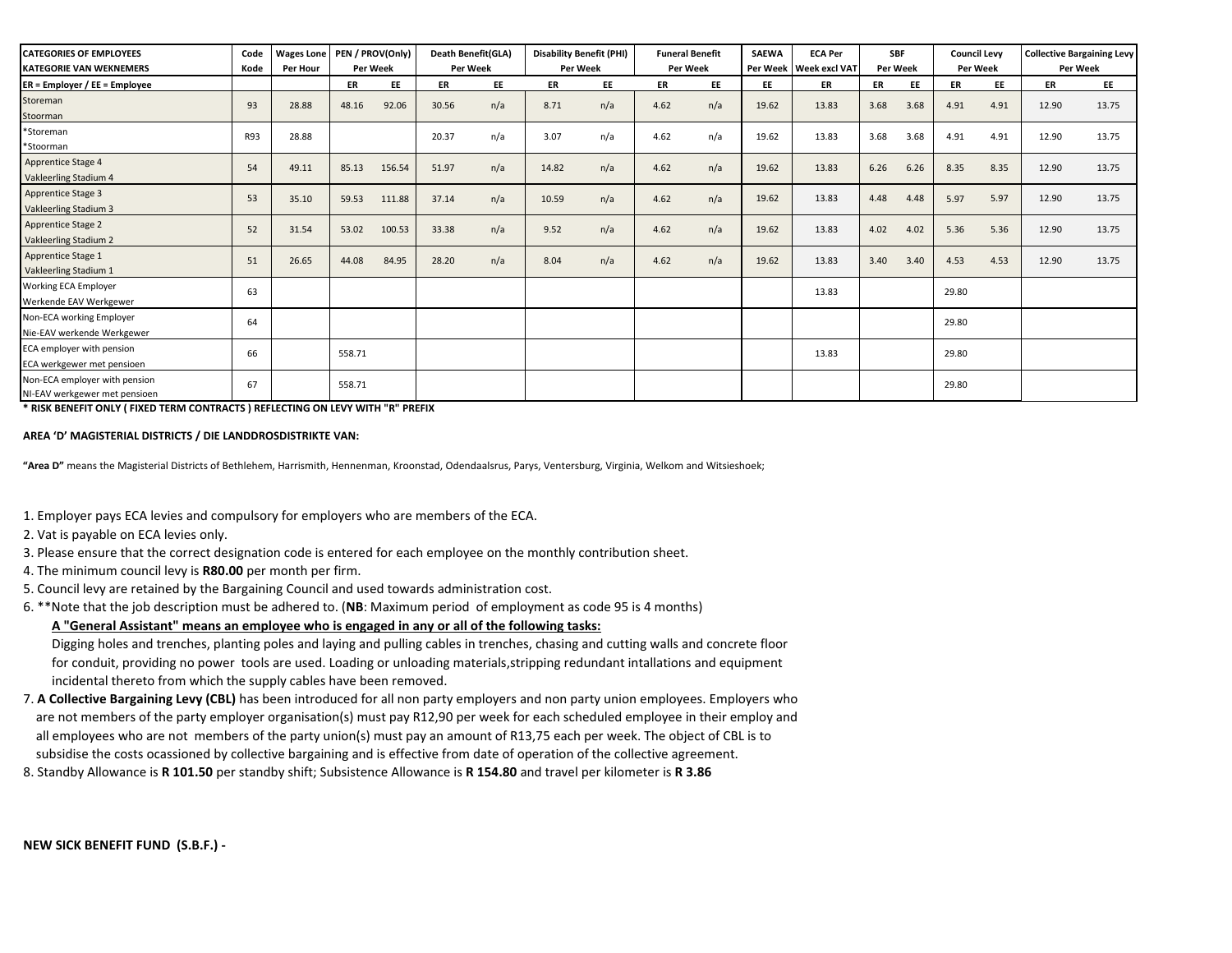| CATEGORIES OF EMPLOYEES<br>KATEGORIE VAN WEKNEMERS | Code<br>Kode | Wages Lone<br>Per Hour | PEN / PROV(Only)<br>Per Week | | Death Benefit(GLA)<br>Per Week | | Disability Benefit (PHI)<br>Per Week | | Funeral Benefit<br>Per Week | | SAEWA<br>Per Week | ECA Per<br>Week excl VAT | SBF<br>Per Week | | Council Levy<br>Per Week | | Collective Bargaining Levy<br>Per Week | |
|---|---|---|---|---|---|---|---|---|---|---|---|---|---|---|---|---|---|---|
| ER = Employer / EE = Employee | | | ER | EE | ER | EE | ER | EE | ER | EE | EE | ER | ER | EE | ER | EE | ER | EE |
| Storeman<br>Stoorman | 93 | 28.88 | 48.16 | 92.06 | 30.56 | n/a | 8.71 | n/a | 4.62 | n/a | 19.62 | 13.83 | 3.68 | 3.68 | 4.91 | 4.91 | 12.90 | 13.75 |
| *Storeman<br>*Stoorman | R93 | 28.88 | | | 20.37 | n/a | 3.07 | n/a | 4.62 | n/a | 19.62 | 13.83 | 3.68 | 3.68 | 4.91 | 4.91 | 12.90 | 13.75 |
| Apprentice Stage 4<br>Vakleerling Stadium 4 | 54 | 49.11 | 85.13 | 156.54 | 51.97 | n/a | 14.82 | n/a | 4.62 | n/a | 19.62 | 13.83 | 6.26 | 6.26 | 8.35 | 8.35 | 12.90 | 13.75 |
| Apprentice Stage 3<br>Vakleerling Stadium 3 | 53 | 35.10 | 59.53 | 111.88 | 37.14 | n/a | 10.59 | n/a | 4.62 | n/a | 19.62 | 13.83 | 4.48 | 4.48 | 5.97 | 5.97 | 12.90 | 13.75 |
| Apprentice Stage 2<br>Vakleerling Stadium 2 | 52 | 31.54 | 53.02 | 100.53 | 33.38 | n/a | 9.52 | n/a | 4.62 | n/a | 19.62 | 13.83 | 4.02 | 4.02 | 5.36 | 5.36 | 12.90 | 13.75 |
| Apprentice Stage 1<br>Vakleerling Stadium 1 | 51 | 26.65 | 44.08 | 84.95 | 28.20 | n/a | 8.04 | n/a | 4.62 | n/a | 19.62 | 13.83 | 3.40 | 3.40 | 4.53 | 4.53 | 12.90 | 13.75 |
| Working ECA Employer<br>Werkende EAV Werkgewer | 63 | | | | | | | | | | | 13.83 | | | 29.80 | | | |
| Non-ECA working Employer<br>Nie-EAV werkende Werkgewer | 64 | | | | | | | | | | | | | | 29.80 | | | |
| ECA employer with pension<br>ECA werkgewer met pensioen | 66 | | 558.71 | | | | | | | | | 13.83 | | | 29.80 | | | |
| Non-ECA employer with pension<br>NI-EAV werkgewer met pensioen | 67 | | 558.71 | | | | | | | | | | | | 29.80 | | | |

**\* RISK BENEFIT ONLY ( FIXED TERM CONTRACTS ) REFLECTING ON LEVY WITH "R" PREFIX**

**AREA 'D' MAGISTERIAL DISTRICTS / DIE LANDDROSDISTRIKTE VAN:**

**"Area D"** means the Magisterial Districts of Bethlehem, Harrismith, Hennenman, Kroonstad, Odendaalsrus, Parys, Ventersburg, Virginia, Welkom and Witsieshoek;

1. Employer pays ECA levies and compulsory for employers who are members of the ECA.
2. Vat is payable on ECA levies only.
3. Please ensure that the correct designation code is entered for each employee on the monthly contribution sheet.
4. The minimum council levy is **R80.00** per month per firm.
5. Council levy are retained by the Bargaining Council and used towards administration cost.
6. **Note that the job description must be adhered to. (**NB**: Maximum period of employment as code 95 is 4 months)

   **<u>A "General Assistant" means an employee who is engaged in any or all of the following tasks:</u>**

   Digging holes and trenches, planting poles and laying and pulling cables in trenches, chasing and cutting walls and concrete floor for conduit, providing no power tools are used. Loading or unloading materials,stripping redundant intallations and equipment incidental thereto from which the supply cables have been removed.
7. **A Collective Bargaining Levy (CBL)** has been introduced for all non party employers and non party union employees. Employers who are not members of the party employer organisation(s) must pay R12,90 per week for each scheduled employee in their employ and all employees who are not members of the party union(s) must pay an amount of R13,75 each per week. The object of CBL is to subsidise the costs ocassioned by collective bargaining and is effective from date of operation of the collective agreement.
8. Standby Allowance is **R 101.50** per standby shift; Subsistence Allowance is **R 154.80** and travel per kilometer is **R 3.86**

**NEW SICK BENEFIT FUND (S.B.F.) -**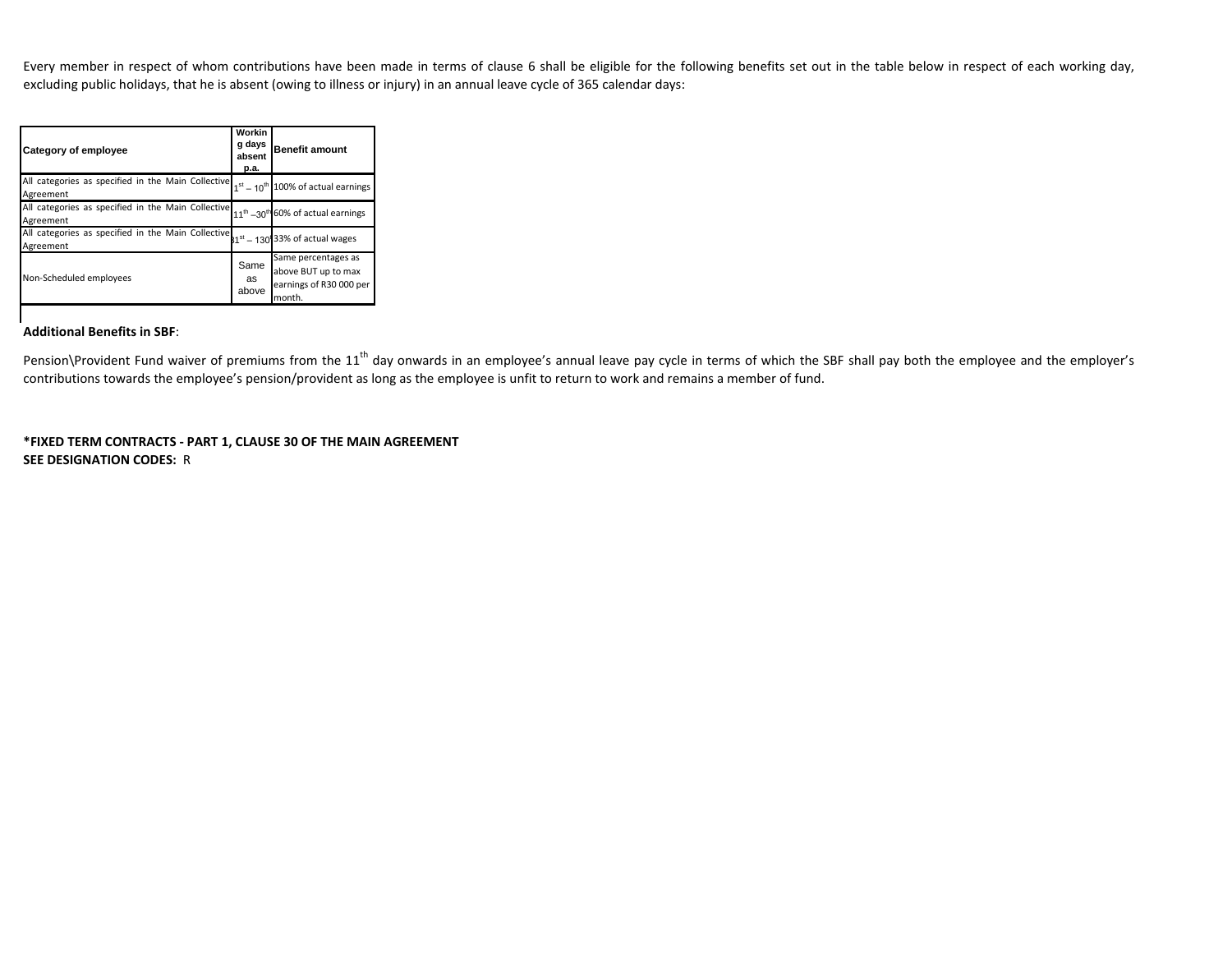Every member in respect of whom contributions have been made in terms of clause 6 shall be eligible for the following benefits set out in the table below in respect of each working day, excluding public holidays, that he is absent (owing to illness or injury) in an annual leave cycle of 365 calendar days:

| Category of employee | Working days absent p.a. | Benefit amount |
|---|---|---|
| All categories as specified in the Main Collective Agreement | 1st – 10th | 100% of actual earnings |
| All categories as specified in the Main Collective Agreement | 11th –30th | 60% of actual earnings |
| All categories as specified in the Main Collective Agreement | 31st – 130th | 33% of actual wages |
| Non-Scheduled employees | Same as above | Same percentages as above BUT up to max earnings of R30 000 per month. |

**Additional Benefits in SBF**:

Pension\Provident Fund waiver of premiums from the 11th day onwards in an employee's annual leave pay cycle in terms of which the SBF shall pay both the employee and the employer's contributions towards the employee's pension/provident as long as the employee is unfit to return to work and remains a member of fund.

**\*FIXED TERM CONTRACTS - PART 1, CLAUSE 30 OF THE MAIN AGREEMENT**
**SEE DESIGNATION CODES:** R